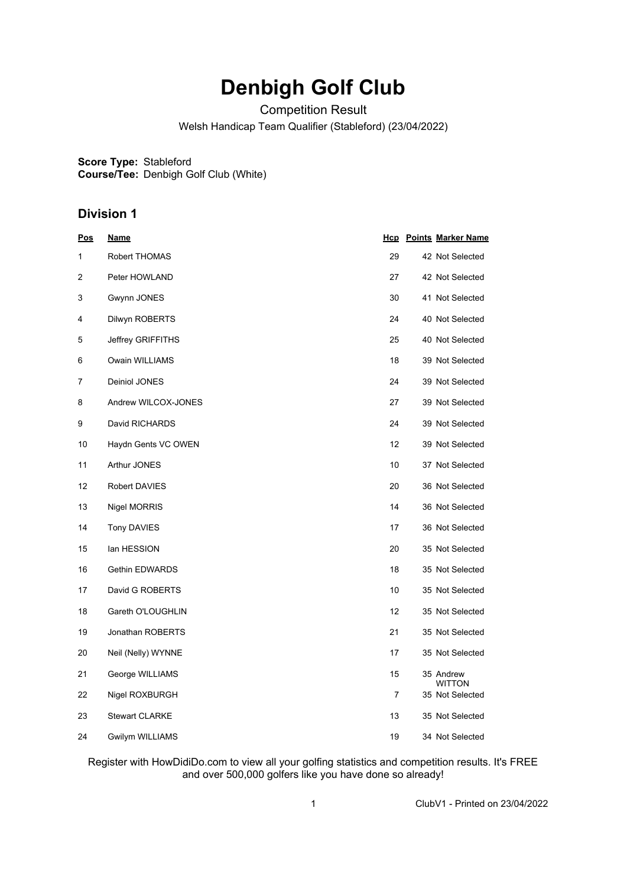# Denbigh Golf Club

Competition Result

Welsh Handicap Team Qualifier (Stableford) (23/04/2022)

**Score Type:** Stableford
**Course/Tee:** Denbigh Golf Club (White)

## Division 1

| Pos | Name | Hcp | Points | Marker Name |
|---|---|---|---|---|
| 1 | Robert THOMAS | 29 | 42 | Not Selected |
| 2 | Peter HOWLAND | 27 | 42 | Not Selected |
| 3 | Gwynn JONES | 30 | 41 | Not Selected |
| 4 | Dilwyn ROBERTS | 24 | 40 | Not Selected |
| 5 | Jeffrey GRIFFITHS | 25 | 40 | Not Selected |
| 6 | Owain WILLIAMS | 18 | 39 | Not Selected |
| 7 | Deiniol JONES | 24 | 39 | Not Selected |
| 8 | Andrew WILCOX-JONES | 27 | 39 | Not Selected |
| 9 | David RICHARDS | 24 | 39 | Not Selected |
| 10 | Haydn Gents VC OWEN | 12 | 39 | Not Selected |
| 11 | Arthur JONES | 10 | 37 | Not Selected |
| 12 | Robert DAVIES | 20 | 36 | Not Selected |
| 13 | Nigel MORRIS | 14 | 36 | Not Selected |
| 14 | Tony DAVIES | 17 | 36 | Not Selected |
| 15 | Ian HESSION | 20 | 35 | Not Selected |
| 16 | Gethin EDWARDS | 18 | 35 | Not Selected |
| 17 | David G ROBERTS | 10 | 35 | Not Selected |
| 18 | Gareth O'LOUGHLIN | 12 | 35 | Not Selected |
| 19 | Jonathan ROBERTS | 21 | 35 | Not Selected |
| 20 | Neil (Nelly) WYNNE | 17 | 35 | Not Selected |
| 21 | George WILLIAMS | 15 | 35 | Andrew WITTON |
| 22 | Nigel ROXBURGH | 7 | 35 | Not Selected |
| 23 | Stewart CLARKE | 13 | 35 | Not Selected |
| 24 | Gwilym WILLIAMS | 19 | 34 | Not Selected |

Register with HowDidiDo.com to view all your golfing statistics and competition results. It's FREE and over 500,000 golfers like you have done so already!

ClubV1 - Printed on 23/04/2022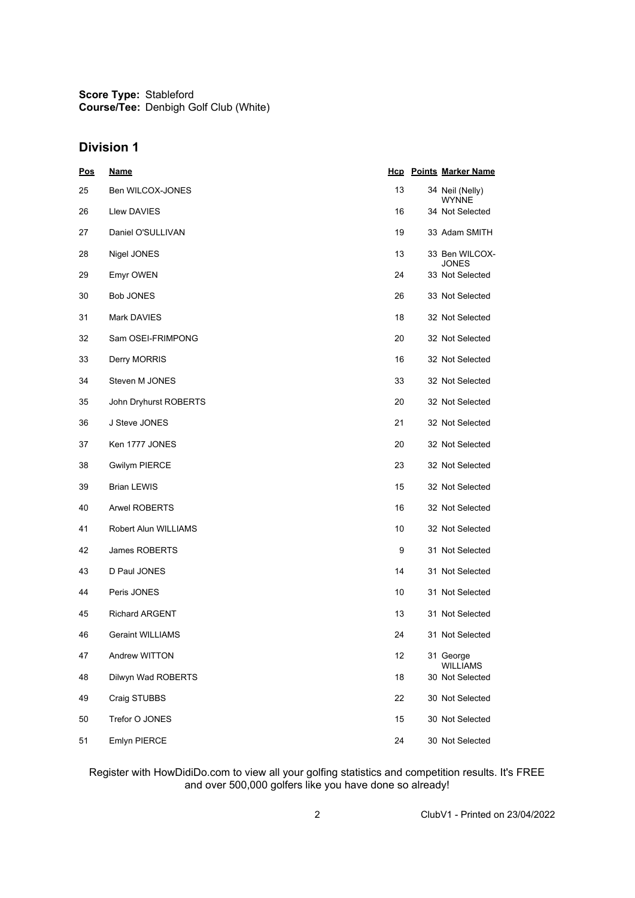**Score Type:** Stableford
**Course/Tee:** Denbigh Golf Club (White)

## Division 1

| Pos | Name | Hcp | Points | Marker Name |
|---|---|---|---|---|
| 25 | Ben WILCOX-JONES | 13 | 34 | Neil (Nelly) WYNNE |
| 26 | Llew DAVIES | 16 | 34 | Not Selected |
| 27 | Daniel O'SULLIVAN | 19 | 33 | Adam SMITH |
| 28 | Nigel JONES | 13 | 33 | Ben WILCOX-JONES |
| 29 | Emyr OWEN | 24 | 33 | Not Selected |
| 30 | Bob JONES | 26 | 33 | Not Selected |
| 31 | Mark DAVIES | 18 | 32 | Not Selected |
| 32 | Sam OSEI-FRIMPONG | 20 | 32 | Not Selected |
| 33 | Derry MORRIS | 16 | 32 | Not Selected |
| 34 | Steven M JONES | 33 | 32 | Not Selected |
| 35 | John Dryhurst ROBERTS | 20 | 32 | Not Selected |
| 36 | J Steve JONES | 21 | 32 | Not Selected |
| 37 | Ken 1777 JONES | 20 | 32 | Not Selected |
| 38 | Gwilym PIERCE | 23 | 32 | Not Selected |
| 39 | Brian LEWIS | 15 | 32 | Not Selected |
| 40 | Arwel ROBERTS | 16 | 32 | Not Selected |
| 41 | Robert Alun WILLIAMS | 10 | 32 | Not Selected |
| 42 | James ROBERTS | 9 | 31 | Not Selected |
| 43 | D Paul JONES | 14 | 31 | Not Selected |
| 44 | Peris JONES | 10 | 31 | Not Selected |
| 45 | Richard ARGENT | 13 | 31 | Not Selected |
| 46 | Geraint WILLIAMS | 24 | 31 | Not Selected |
| 47 | Andrew WITTON | 12 | 31 | George WILLIAMS |
| 48 | Dilwyn Wad ROBERTS | 18 | 30 | Not Selected |
| 49 | Craig STUBBS | 22 | 30 | Not Selected |
| 50 | Trefor O JONES | 15 | 30 | Not Selected |
| 51 | Emlyn PIERCE | 24 | 30 | Not Selected |

Register with HowDidiDo.com to view all your golfing statistics and competition results. It's FREE and over 500,000 golfers like you have done so already!

ClubV1 - Printed on 23/04/2022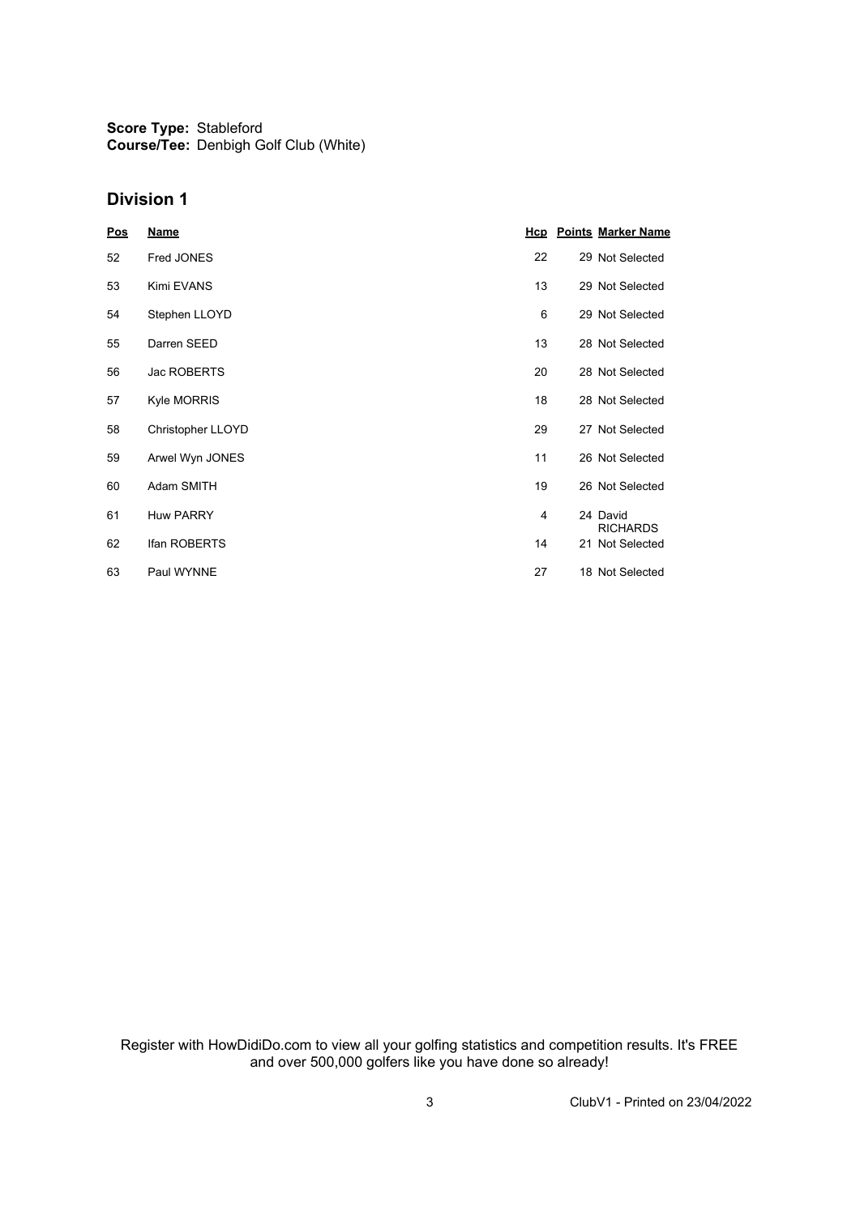**Score Type:** Stableford
**Course/Tee:** Denbigh Golf Club (White)

## Division 1

| Pos | Name | Hcp | Points | Marker Name |
|---|---|---|---|---|
| 52 | Fred JONES | 22 | 29 | Not Selected |
| 53 | Kimi EVANS | 13 | 29 | Not Selected |
| 54 | Stephen LLOYD | 6 | 29 | Not Selected |
| 55 | Darren SEED | 13 | 28 | Not Selected |
| 56 | Jac ROBERTS | 20 | 28 | Not Selected |
| 57 | Kyle MORRIS | 18 | 28 | Not Selected |
| 58 | Christopher LLOYD | 29 | 27 | Not Selected |
| 59 | Arwel Wyn JONES | 11 | 26 | Not Selected |
| 60 | Adam SMITH | 19 | 26 | Not Selected |
| 61 | Huw PARRY | 4 | 24 | David RICHARDS |
| 62 | Ifan ROBERTS | 14 | 21 | Not Selected |
| 63 | Paul WYNNE | 27 | 18 | Not Selected |

Register with HowDidiDo.com to view all your golfing statistics and competition results. It's FREE and over 500,000 golfers like you have done so already!

ClubV1 - Printed on 23/04/2022